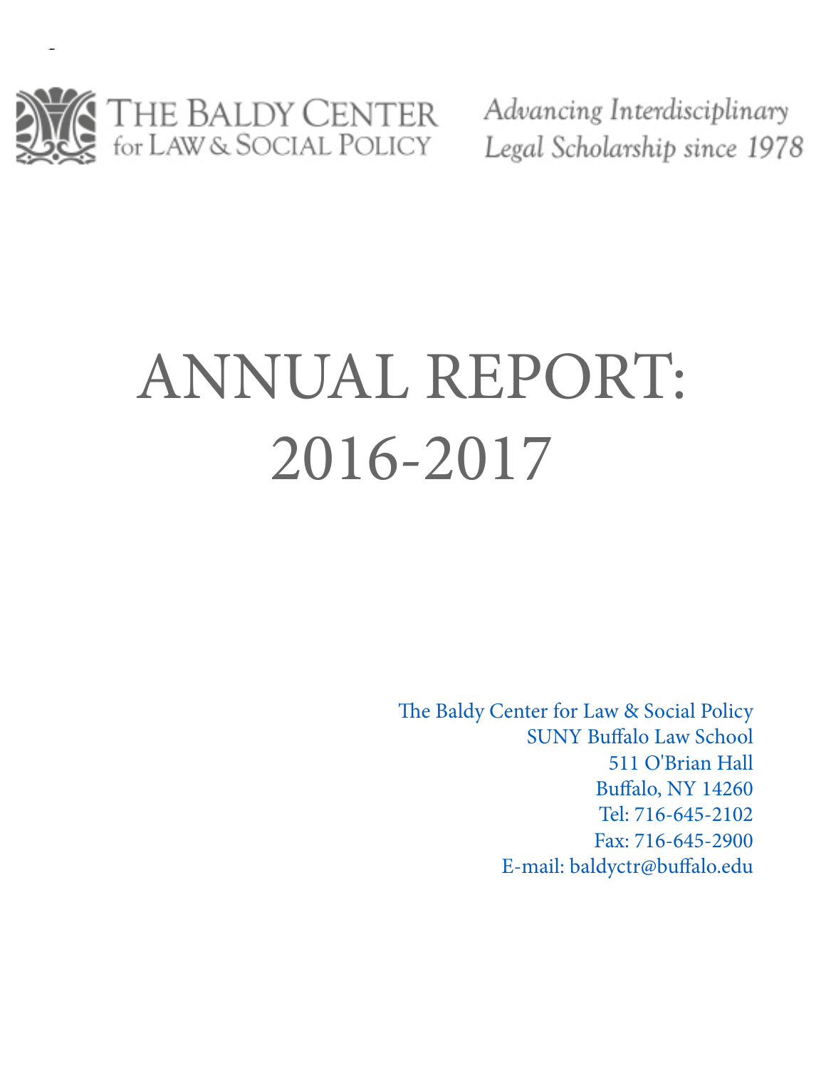THE BALDY CENTER for LAW & SOCIAL POLICY

*Advancing Interdisciplinary Legal Scholarship since 1978*

# ANNUAL REPORT: 2016-2017

The Baldy Center for Law & Social Policy
SUNY Buffalo Law School
511 O'Brian Hall
Buffalo, NY 14260
Tel: 716-645-2102
Fax: 716-645-2900
E-mail: baldyctr@buffalo.edu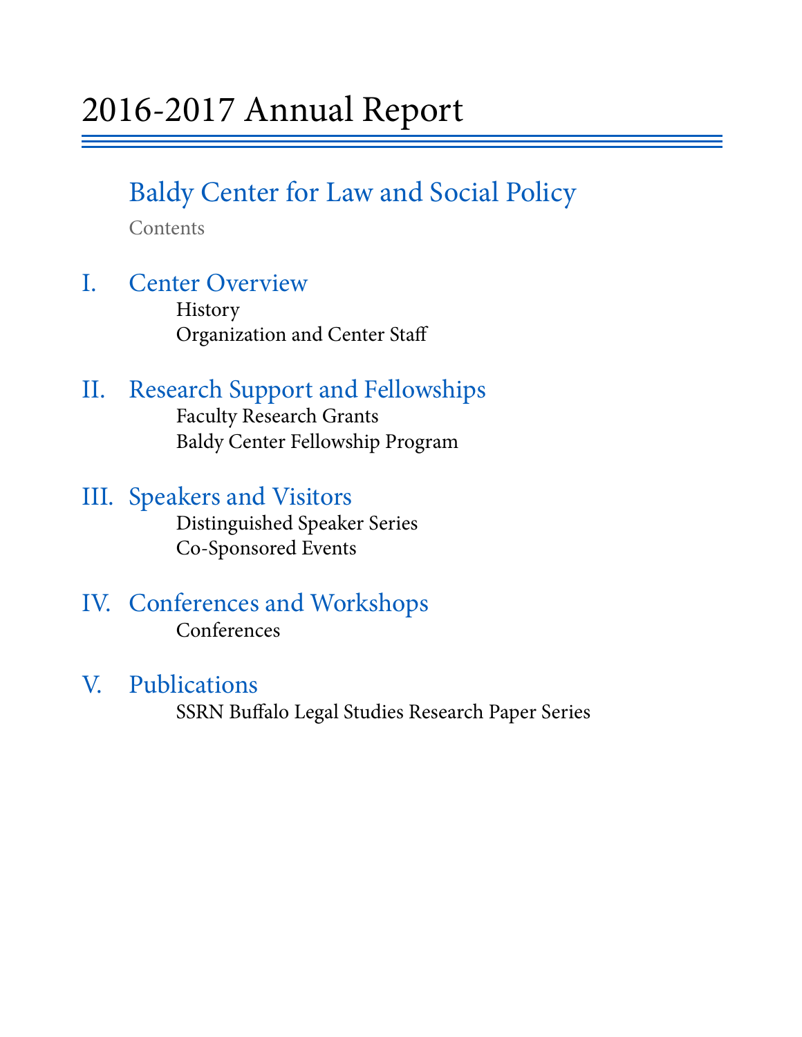# 2016-2017 Annual Report

## Baldy Center for Law and Social Policy

Contents

## I. Center Overview

- History
- Organization and Center Staff

## II. Research Support and Fellowships

- Faculty Research Grants
- Baldy Center Fellowship Program

## III. Speakers and Visitors

- Distinguished Speaker Series
- Co-Sponsored Events

## IV. Conferences and Workshops

- Conferences

## V. Publications

- SSRN Buffalo Legal Studies Research Paper Series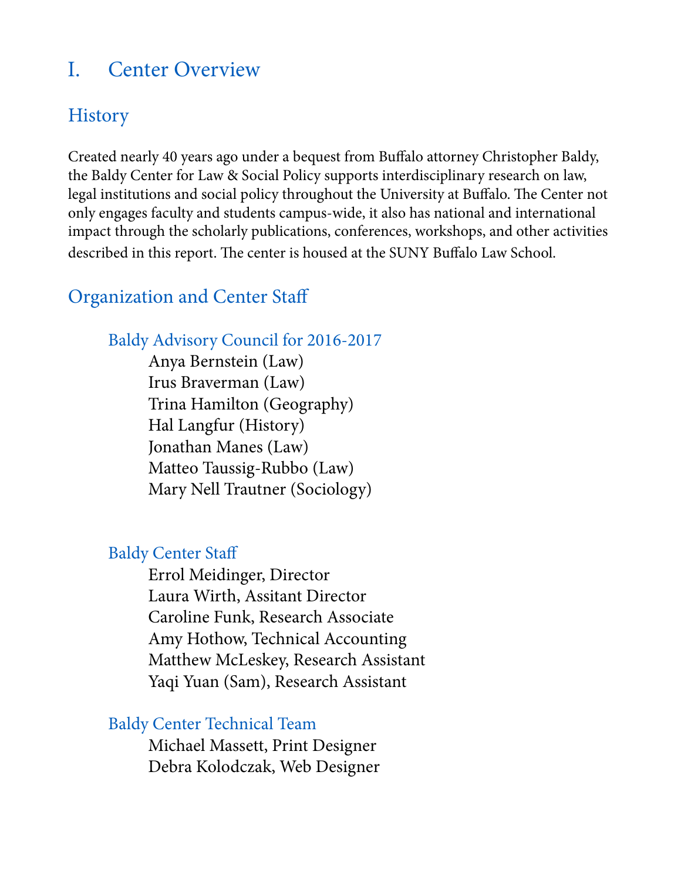# I. Center Overview

## History

Created nearly 40 years ago under a bequest from Buffalo attorney Christopher Baldy, the Baldy Center for Law & Social Policy supports interdisciplinary research on law, legal institutions and social policy throughout the University at Buffalo. The Center not only engages faculty and students campus-wide, it also has national and international impact through the scholarly publications, conferences, workshops, and other activities described in this report. The center is housed at the SUNY Buffalo Law School.

## Organization and Center Staff

### Baldy Advisory Council for 2016-2017

Anya Bernstein (Law)
Irus Braverman (Law)
Trina Hamilton (Geography)
Hal Langfur (History)
Jonathan Manes (Law)
Matteo Taussig-Rubbo (Law)
Mary Nell Trautner (Sociology)

### Baldy Center Staff

Errol Meidinger, Director
Laura Wirth, Assitant Director
Caroline Funk, Research Associate
Amy Hothow, Technical Accounting
Matthew McLeskey, Research Assistant
Yaqi Yuan (Sam), Research Assistant

### Baldy Center Technical Team

Michael Massett, Print Designer
Debra Kolodczak, Web Designer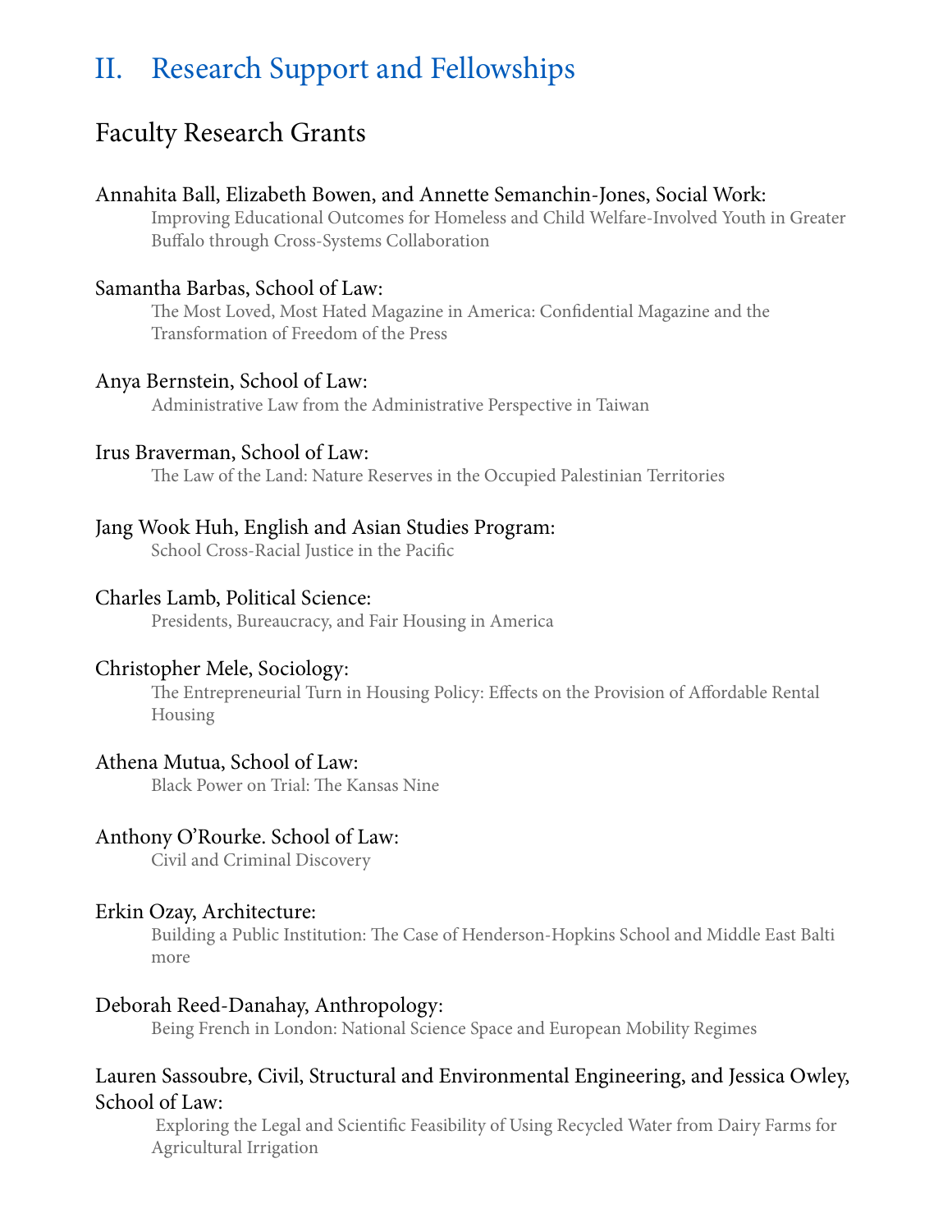## II. Research Support and Fellowships

### Faculty Research Grants

Annahita Ball, Elizabeth Bowen, and Annette Semanchin-Jones, Social Work:
Improving Educational Outcomes for Homeless and Child Welfare-Involved Youth in Greater Buffalo through Cross-Systems Collaboration

Samantha Barbas, School of Law:
The Most Loved, Most Hated Magazine in America: Confidential Magazine and the Transformation of Freedom of the Press

Anya Bernstein, School of Law:
Administrative Law from the Administrative Perspective in Taiwan

Irus Braverman, School of Law:
The Law of the Land: Nature Reserves in the Occupied Palestinian Territories

Jang Wook Huh, English and Asian Studies Program:
School Cross-Racial Justice in the Pacific

Charles Lamb, Political Science:
Presidents, Bureaucracy, and Fair Housing in America

Christopher Mele, Sociology:
The Entrepreneurial Turn in Housing Policy: Effects on the Provision of Affordable Rental Housing

Athena Mutua, School of Law:
Black Power on Trial: The Kansas Nine

Anthony O'Rourke. School of Law:
Civil and Criminal Discovery

Erkin Ozay, Architecture:
Building a Public Institution: The Case of Henderson-Hopkins School and Middle East Balti more

Deborah Reed-Danahay, Anthropology:
Being French in London: National Science Space and European Mobility Regimes

Lauren Sassoubre, Civil, Structural and Environmental Engineering, and Jessica Owley, School of Law:
Exploring the Legal and Scientific Feasibility of Using Recycled Water from Dairy Farms for Agricultural Irrigation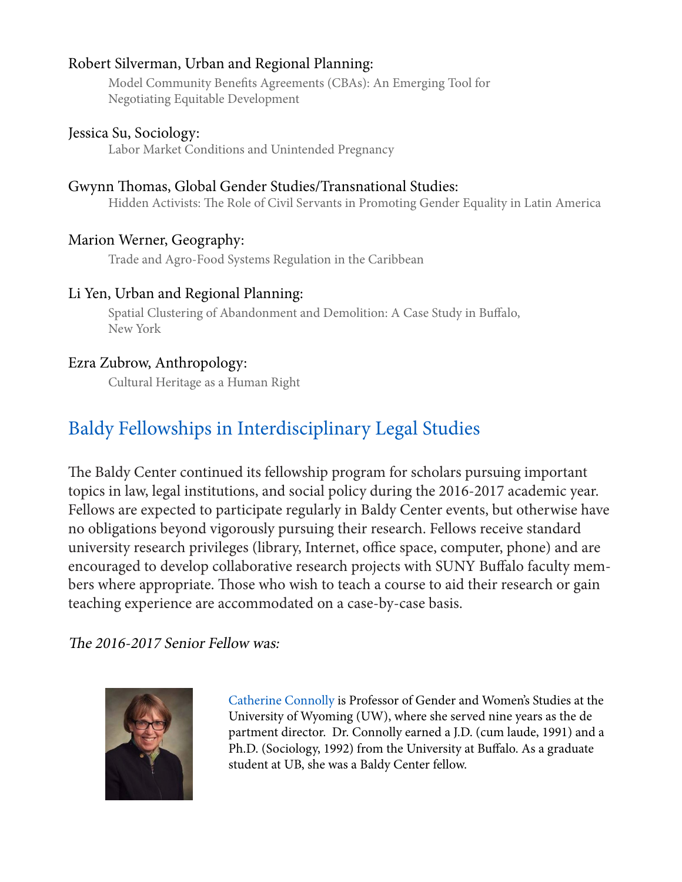Robert Silverman, Urban and Regional Planning:

Model Community Benefits Agreements (CBAs): An Emerging Tool for Negotiating Equitable Development

Jessica Su, Sociology:

Labor Market Conditions and Unintended Pregnancy

Gwynn Thomas, Global Gender Studies/Transnational Studies:

Hidden Activists: The Role of Civil Servants in Promoting Gender Equality in Latin America

Marion Werner, Geography:

Trade and Agro-Food Systems Regulation in the Caribbean

Li Yen, Urban and Regional Planning:

Spatial Clustering of Abandonment and Demolition: A Case Study in Buffalo, New York

Ezra Zubrow, Anthropology:

Cultural Heritage as a Human Right

## Baldy Fellowships in Interdisciplinary Legal Studies

The Baldy Center continued its fellowship program for scholars pursuing important topics in law, legal institutions, and social policy during the 2016-2017 academic year. Fellows are expected to participate regularly in Baldy Center events, but otherwise have no obligations beyond vigorously pursuing their research. Fellows receive standard university research privileges (library, Internet, office space, computer, phone) and are encouraged to develop collaborative research projects with SUNY Buffalo faculty members where appropriate. Those who wish to teach a course to aid their research or gain teaching experience are accommodated on a case-by-case basis.

*The 2016-2017 Senior Fellow was:*

Catherine Connolly is Professor of Gender and Women's Studies at the University of Wyoming (UW), where she served nine years as the department director. Dr. Connolly earned a J.D. (cum laude, 1991) and a Ph.D. (Sociology, 1992) from the University at Buffalo. As a graduate student at UB, she was a Baldy Center fellow.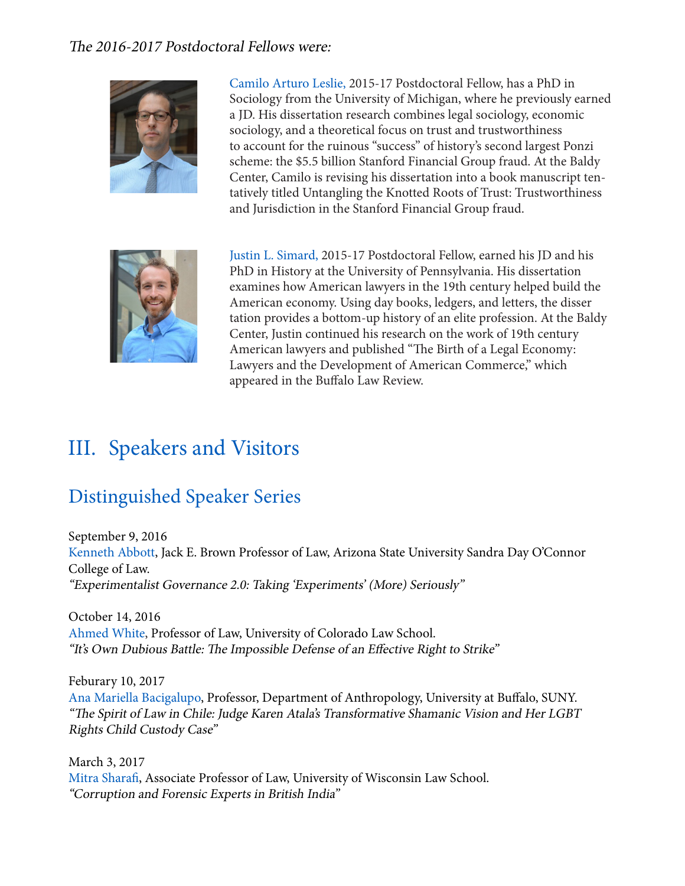*The 2016-2017 Postdoctoral Fellows were:*

Camilo Arturo Leslie, 2015-17 Postdoctoral Fellow, has a PhD in Sociology from the University of Michigan, where he previously earned a JD. His dissertation research combines legal sociology, economic sociology, and a theoretical focus on trust and trustworthiness to account for the ruinous "success" of history's second largest Ponzi scheme: the $5.5 billion Stanford Financial Group fraud. At the Baldy Center, Camilo is revising his dissertation into a book manuscript tentatively titled Untangling the Knotted Roots of Trust: Trustworthiness and Jurisdiction in the Stanford Financial Group fraud.

Justin L. Simard, 2015-17 Postdoctoral Fellow, earned his JD and his PhD in History at the University of Pennsylvania. His dissertation examines how American lawyers in the 19th century helped build the American economy. Using day books, ledgers, and letters, the dissertation provides a bottom-up history of an elite profession. At the Baldy Center, Justin continued his research on the work of 19th century American lawyers and published "The Birth of a Legal Economy: Lawyers and the Development of American Commerce," which appeared in the Buffalo Law Review.

# III. Speakers and Visitors

## Distinguished Speaker Series

September 9, 2016
Kenneth Abbott, Jack E. Brown Professor of Law, Arizona State University Sandra Day O'Connor College of Law.
*"Experimentalist Governance 2.0: Taking 'Experiments' (More) Seriously"*

October 14, 2016
Ahmed White, Professor of Law, University of Colorado Law School.
*"It's Own Dubious Battle: The Impossible Defense of an Effective Right to Strike"*

Feburary 10, 2017
Ana Mariella Bacigalupo, Professor, Department of Anthropology, University at Buffalo, SUNY.
*"The Spirit of Law in Chile: Judge Karen Atala's Transformative Shamanic Vision and Her LGBT Rights Child Custody Case"*

March 3, 2017
Mitra Sharafi, Associate Professor of Law, University of Wisconsin Law School.
*"Corruption and Forensic Experts in British India"*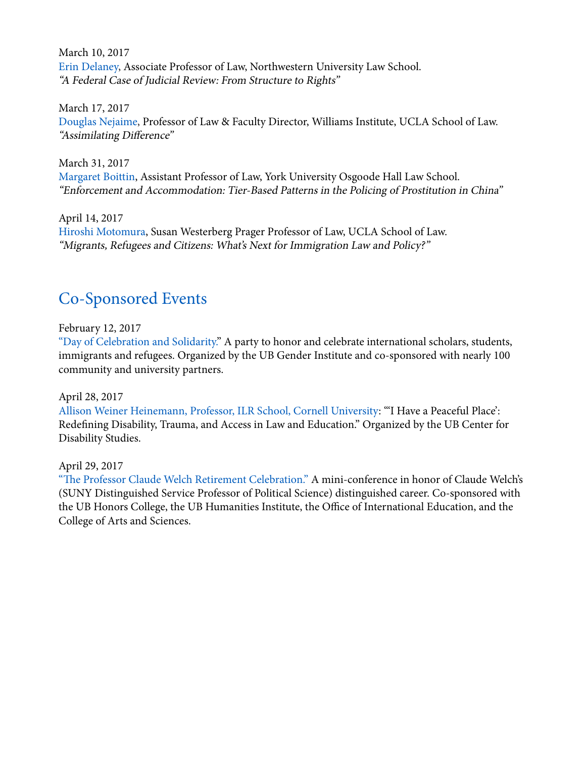March 10, 2017
Erin Delaney, Associate Professor of Law, Northwestern University Law School.
*"A Federal Case of Judicial Review: From Structure to Rights"*

March 17, 2017
Douglas Nejaime, Professor of Law & Faculty Director, Williams Institute, UCLA School of Law.
*"Assimilating Difference"*

March 31, 2017
Margaret Boittin, Assistant Professor of Law, York University Osgoode Hall Law School.
*"Enforcement and Accommodation: Tier-Based Patterns in the Policing of Prostitution in China"*

April 14, 2017
Hiroshi Motomura, Susan Westerberg Prager Professor of Law, UCLA School of Law.
*"Migrants, Refugees and Citizens: What's Next for Immigration Law and Policy?"*

## Co-Sponsored Events

February 12, 2017
"Day of Celebration and Solidarity." A party to honor and celebrate international scholars, students, immigrants and refugees. Organized by the UB Gender Institute and co-sponsored with nearly 100 community and university partners.

April 28, 2017
Allison Weiner Heinemann, Professor, ILR School, Cornell University: "'I Have a Peaceful Place': Redefining Disability, Trauma, and Access in Law and Education." Organized by the UB Center for Disability Studies.

April 29, 2017
"The Professor Claude Welch Retirement Celebration." A mini-conference in honor of Claude Welch's (SUNY Distinguished Service Professor of Political Science) distinguished career. Co-sponsored with the UB Honors College, the UB Humanities Institute, the Office of International Education, and the College of Arts and Sciences.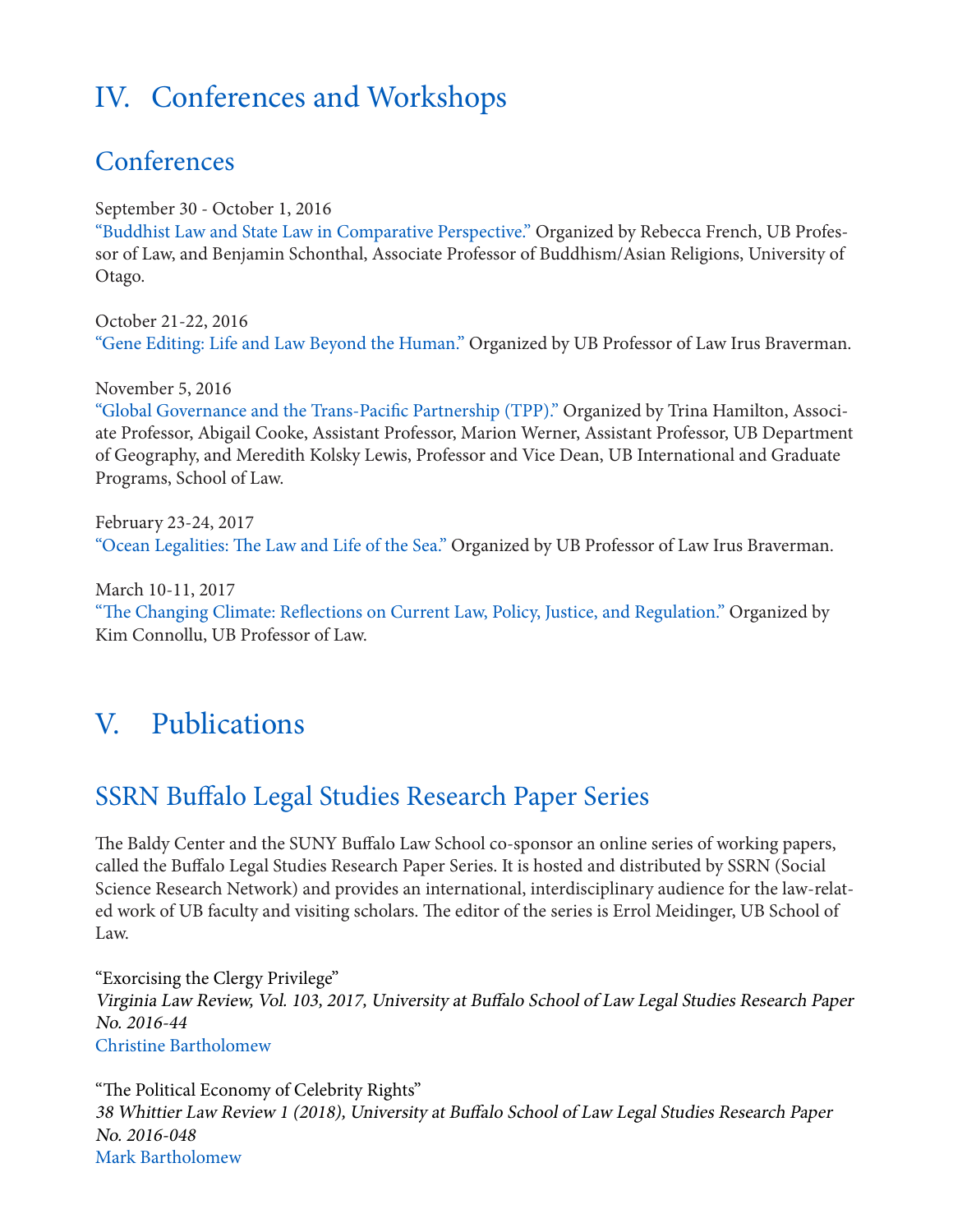# IV. Conferences and Workshops

## Conferences

September 30 - October 1, 2016
"Buddhist Law and State Law in Comparative Perspective." Organized by Rebecca French, UB Professor of Law, and Benjamin Schonthal, Associate Professor of Buddhism/Asian Religions, University of Otago.

October 21-22, 2016
"Gene Editing: Life and Law Beyond the Human." Organized by UB Professor of Law Irus Braverman.

November 5, 2016
"Global Governance and the Trans-Pacific Partnership (TPP)." Organized by Trina Hamilton, Associate Professor, Abigail Cooke, Assistant Professor, Marion Werner, Assistant Professor, UB Department of Geography, and Meredith Kolsky Lewis, Professor and Vice Dean, UB International and Graduate Programs, School of Law.

February 23-24, 2017
"Ocean Legalities: The Law and Life of the Sea." Organized by UB Professor of Law Irus Braverman.

March 10-11, 2017
"The Changing Climate: Reflections on Current Law, Policy, Justice, and Regulation." Organized by Kim Connollu, UB Professor of Law.

# V. Publications

## SSRN Buffalo Legal Studies Research Paper Series

The Baldy Center and the SUNY Buffalo Law School co-sponsor an online series of working papers, called the Buffalo Legal Studies Research Paper Series. It is hosted and distributed by SSRN (Social Science Research Network) and provides an international, interdisciplinary audience for the law-related work of UB faculty and visiting scholars. The editor of the series is Errol Meidinger, UB School of Law.

"Exorcising the Clergy Privilege"
*Virginia Law Review, Vol. 103, 2017, University at Buffalo School of Law Legal Studies Research Paper No. 2016-44*
Christine Bartholomew

"The Political Economy of Celebrity Rights"
*38 Whittier Law Review 1 (2018), University at Buffalo School of Law Legal Studies Research Paper No. 2016-048*
Mark Bartholomew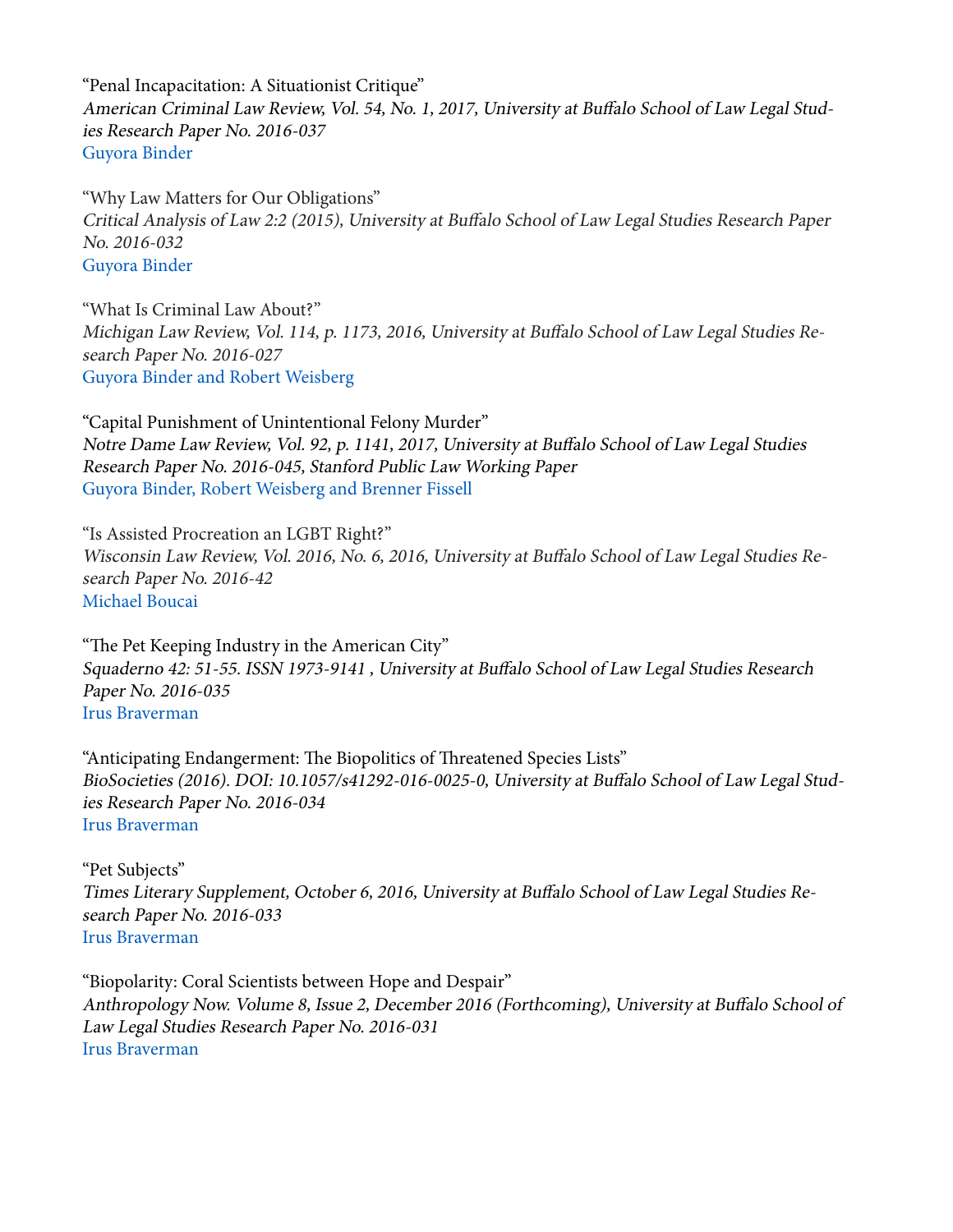"Penal Incapacitation: A Situationist Critique"
*American Criminal Law Review, Vol. 54, No. 1, 2017, University at Buffalo School of Law Legal Studies Research Paper No. 2016-037*
Guyora Binder

"Why Law Matters for Our Obligations"
*Critical Analysis of Law 2:2 (2015), University at Buffalo School of Law Legal Studies Research Paper No. 2016-032*
Guyora Binder

"What Is Criminal Law About?"
*Michigan Law Review, Vol. 114, p. 1173, 2016, University at Buffalo School of Law Legal Studies Research Paper No. 2016-027*
Guyora Binder and Robert Weisberg

"Capital Punishment of Unintentional Felony Murder"
*Notre Dame Law Review, Vol. 92, p. 1141, 2017, University at Buffalo School of Law Legal Studies Research Paper No. 2016-045, Stanford Public Law Working Paper*
Guyora Binder, Robert Weisberg and Brenner Fissell

"Is Assisted Procreation an LGBT Right?"
*Wisconsin Law Review, Vol. 2016, No. 6, 2016, University at Buffalo School of Law Legal Studies Research Paper No. 2016-42*
Michael Boucai

"The Pet Keeping Industry in the American City"
*Squaderno 42: 51-55. ISSN 1973-9141 , University at Buffalo School of Law Legal Studies Research Paper No. 2016-035*
Irus Braverman

"Anticipating Endangerment: The Biopolitics of Threatened Species Lists"
*BioSocieties (2016). DOI: 10.1057/s41292-016-0025-0, University at Buffalo School of Law Legal Studies Research Paper No. 2016-034*
Irus Braverman

"Pet Subjects"
*Times Literary Supplement, October 6, 2016, University at Buffalo School of Law Legal Studies Research Paper No. 2016-033*
Irus Braverman

"Biopolarity: Coral Scientists between Hope and Despair"
*Anthropology Now. Volume 8, Issue 2, December 2016 (Forthcoming), University at Buffalo School of Law Legal Studies Research Paper No. 2016-031*
Irus Braverman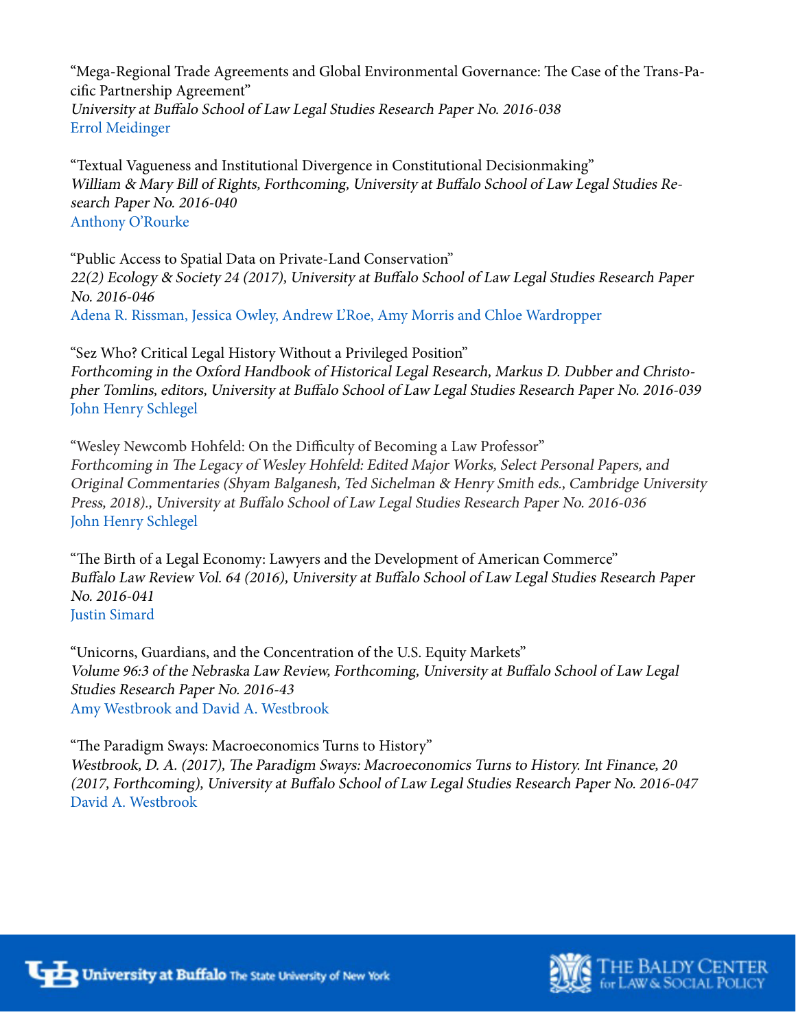"Mega-Regional Trade Agreements and Global Environmental Governance: The Case of the Trans-Pacific Partnership Agreement"
*University at Buffalo School of Law Legal Studies Research Paper No. 2016-038*
Errol Meidinger

"Textual Vagueness and Institutional Divergence in Constitutional Decisionmaking"
*William & Mary Bill of Rights, Forthcoming, University at Buffalo School of Law Legal Studies Research Paper No. 2016-040*
Anthony O'Rourke

"Public Access to Spatial Data on Private-Land Conservation"
*22(2) Ecology & Society 24 (2017), University at Buffalo School of Law Legal Studies Research Paper No. 2016-046*
Adena R. Rissman, Jessica Owley, Andrew L'Roe, Amy Morris and Chloe Wardropper

"Sez Who? Critical Legal History Without a Privileged Position"
*Forthcoming in the Oxford Handbook of Historical Legal Research, Markus D. Dubber and Christopher Tomlins, editors, University at Buffalo School of Law Legal Studies Research Paper No. 2016-039*
John Henry Schlegel

"Wesley Newcomb Hohfeld: On the Difficulty of Becoming a Law Professor"
*Forthcoming in The Legacy of Wesley Hohfeld: Edited Major Works, Select Personal Papers, and Original Commentaries (Shyam Balganesh, Ted Sichelman & Henry Smith eds., Cambridge University Press, 2018)., University at Buffalo School of Law Legal Studies Research Paper No. 2016-036*
John Henry Schlegel

"The Birth of a Legal Economy: Lawyers and the Development of American Commerce"
*Buffalo Law Review Vol. 64 (2016), University at Buffalo School of Law Legal Studies Research Paper No. 2016-041*
Justin Simard

"Unicorns, Guardians, and the Concentration of the U.S. Equity Markets"
*Volume 96:3 of the Nebraska Law Review, Forthcoming, University at Buffalo School of Law Legal Studies Research Paper No. 2016-43*
Amy Westbrook and David A. Westbrook

"The Paradigm Sways: Macroeconomics Turns to History"
*Westbrook, D. A. (2017), The Paradigm Sways: Macroeconomics Turns to History. Int Finance, 20 (2017, Forthcoming), University at Buffalo School of Law Legal Studies Research Paper No. 2016-047*
David A. Westbrook

University at Buffalo The State University of New York

THE BALDY CENTER for LAW & SOCIAL POLICY